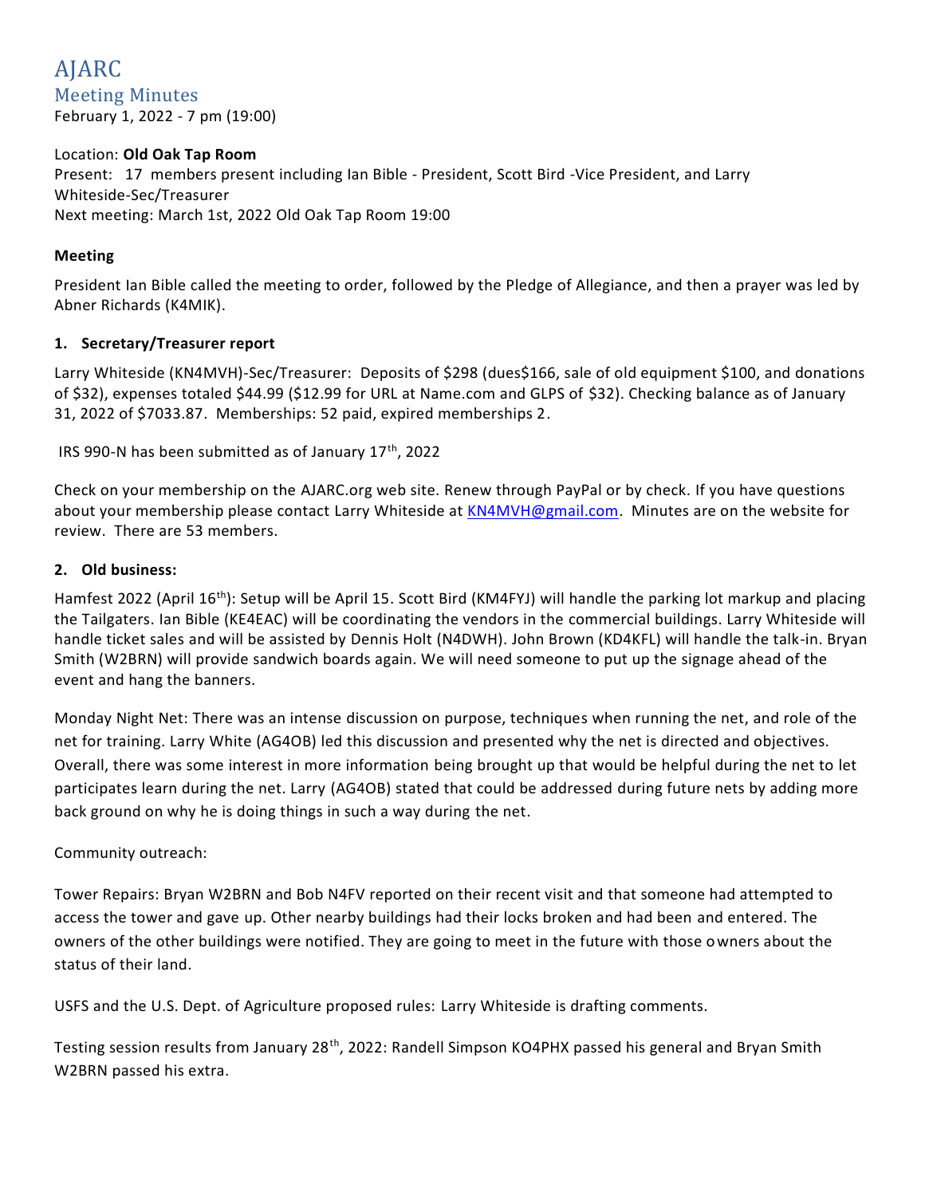# AJARC

## Meeting Minutes

February 1, 2022 - 7 pm (19:00)

Location: **Old Oak Tap Room**
Present: 17 members present including Ian Bible - President, Scott Bird -Vice President, and Larry Whiteside-Sec/Treasurer
Next meeting: March 1st, 2022 Old Oak Tap Room 19:00

### Meeting

President Ian Bible called the meeting to order, followed by the Pledge of Allegiance, and then a prayer was led by Abner Richards (K4MIK).

### 1. Secretary/Treasurer report

Larry Whiteside (KN4MVH)-Sec/Treasurer: Deposits of $298 (dues$166, sale of old equipment $100, and donations of $32), expenses totaled $44.99 ($12.99 for URL at Name.com and GLPS of $32). Checking balance as of January 31, 2022 of $7033.87. Memberships: 52 paid, expired memberships 2.

IRS 990-N has been submitted as of January 17th, 2022

Check on your membership on the AJARC.org web site. Renew through PayPal or by check. If you have questions about your membership please contact Larry Whiteside at [KN4MVH@gmail.com](mailto:KN4MVH@gmail.com). Minutes are on the website for review. There are 53 members.

### 2. Old business:

Hamfest 2022 (April 16th): Setup will be April 15. Scott Bird (KM4FYJ) will handle the parking lot markup and placing the Tailgaters. Ian Bible (KE4EAC) will be coordinating the vendors in the commercial buildings. Larry Whiteside will handle ticket sales and will be assisted by Dennis Holt (N4DWH). John Brown (KD4KFL) will handle the talk-in. Bryan Smith (W2BRN) will provide sandwich boards again. We will need someone to put up the signage ahead of the event and hang the banners.

Monday Night Net: There was an intense discussion on purpose, techniques when running the net, and role of the net for training. Larry White (AG4OB) led this discussion and presented why the net is directed and objectives. Overall, there was some interest in more information being brought up that would be helpful during the net to let participates learn during the net. Larry (AG4OB) stated that could be addressed during future nets by adding more back ground on why he is doing things in such a way during the net.

Community outreach:

Tower Repairs: Bryan W2BRN and Bob N4FV reported on their recent visit and that someone had attempted to access the tower and gave up. Other nearby buildings had their locks broken and had been and entered. The owners of the other buildings were notified. They are going to meet in the future with those owners about the status of their land.

USFS and the U.S. Dept. of Agriculture proposed rules: Larry Whiteside is drafting comments.

Testing session results from January 28th, 2022: Randell Simpson KO4PHX passed his general and Bryan Smith W2BRN passed his extra.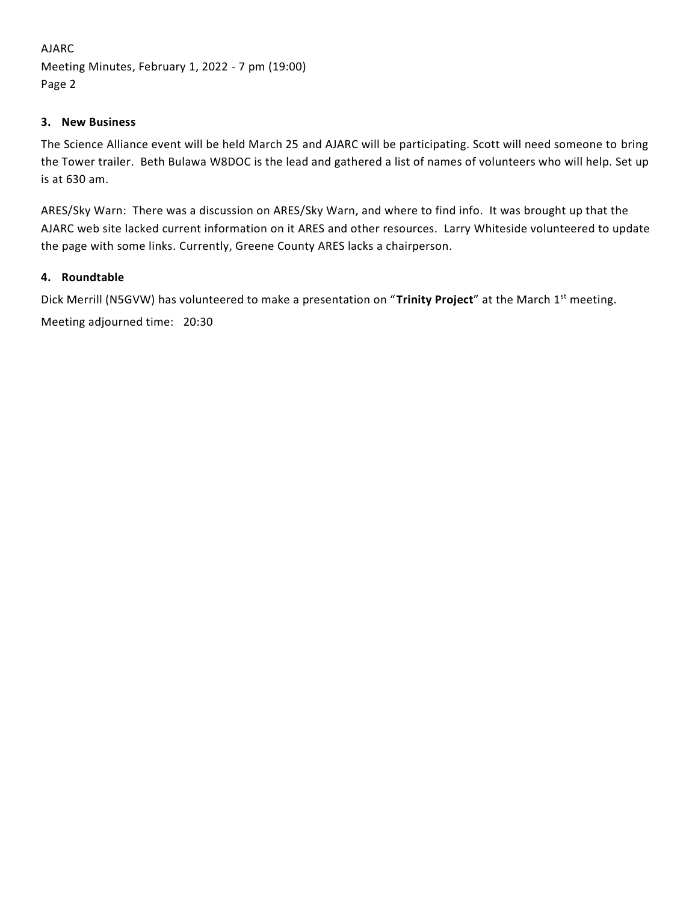## 3. New Business

The Science Alliance event will be held March 25 and AJARC will be participating. Scott will need someone to bring the Tower trailer. Beth Bulawa W8DOC is the lead and gathered a list of names of volunteers who will help. Set up is at 630 am.

ARES/Sky Warn: There was a discussion on ARES/Sky Warn, and where to find info. It was brought up that the AJARC web site lacked current information on it ARES and other resources. Larry Whiteside volunteered to update the page with some links. Currently, Greene County ARES lacks a chairperson.

## 4. Roundtable

Dick Merrill (N5GVW) has volunteered to make a presentation on "**Trinity Project**" at the March 1st meeting.

Meeting adjourned time: 20:30